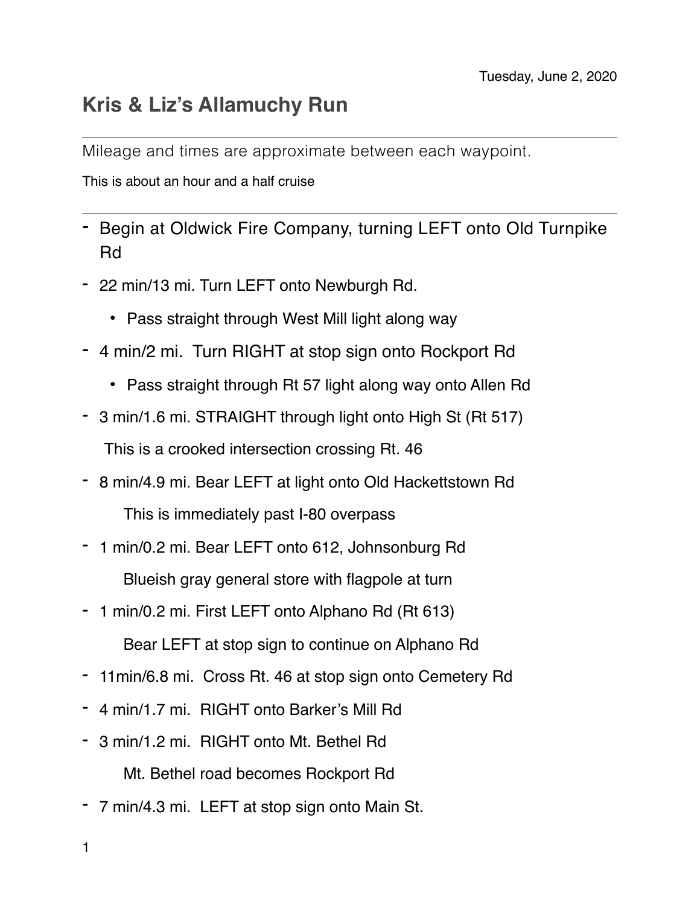Tuesday, June 2, 2020

# Kris & Liz's Allamuchy Run

---

Mileage and times are approximate between each waypoint.

This is about an hour and a half cruise

---

- Begin at Oldwick Fire Company, turning LEFT onto Old Turnpike Rd
- 22 min/13 mi. Turn LEFT onto Newburgh Rd.
    - Pass straight through West Mill light along way
- 4 min/2 mi. Turn RIGHT at stop sign onto Rockport Rd
    - Pass straight through Rt 57 light along way onto Allen Rd
- 3 min/1.6 mi. STRAIGHT through light onto High St (Rt 517)

  This is a crooked intersection crossing Rt. 46
- 8 min/4.9 mi. Bear LEFT at light onto Old Hackettstown Rd

  This is immediately past I-80 overpass
- 1 min/0.2 mi. Bear LEFT onto 612, Johnsonburg Rd

  Blueish gray general store with flagpole at turn
- 1 min/0.2 mi. First LEFT onto Alphano Rd (Rt 613)

  Bear LEFT at stop sign to continue on Alphano Rd
- 11min/6.8 mi. Cross Rt. 46 at stop sign onto Cemetery Rd
- 4 min/1.7 mi. RIGHT onto Barker's Mill Rd
- 3 min/1.2 mi. RIGHT onto Mt. Bethel Rd

  Mt. Bethel road becomes Rockport Rd
- 7 min/4.3 mi. LEFT at stop sign onto Main St.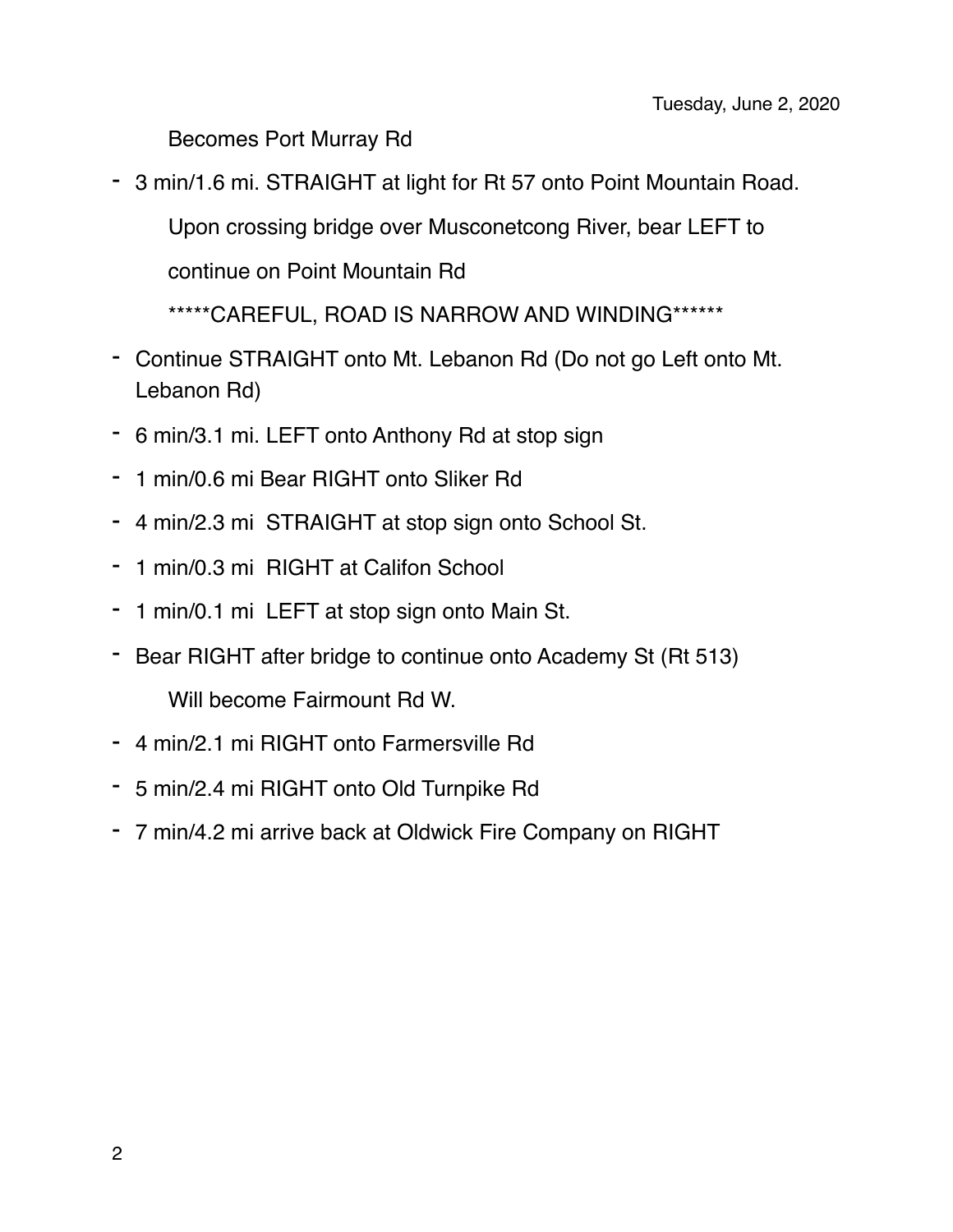Becomes Port Murray Rd

- 3 min/1.6 mi. STRAIGHT at light for Rt 57 onto Point Mountain Road.

  Upon crossing bridge over Musconetcong River, bear LEFT to continue on Point Mountain Rd

  *****CAREFUL, ROAD IS NARROW AND WINDING******
- Continue STRAIGHT onto Mt. Lebanon Rd (Do not go Left onto Mt. Lebanon Rd)
- 6 min/3.1 mi. LEFT onto Anthony Rd at stop sign
- 1 min/0.6 mi Bear RIGHT onto Sliker Rd
- 4 min/2.3 mi STRAIGHT at stop sign onto School St.
- 1 min/0.3 mi RIGHT at Califon School
- 1 min/0.1 mi LEFT at stop sign onto Main St.
- Bear RIGHT after bridge to continue onto Academy St (Rt 513)

  Will become Fairmount Rd W.
- 4 min/2.1 mi RIGHT onto Farmersville Rd
- 5 min/2.4 mi RIGHT onto Old Turnpike Rd
- 7 min/4.2 mi arrive back at Oldwick Fire Company on RIGHT